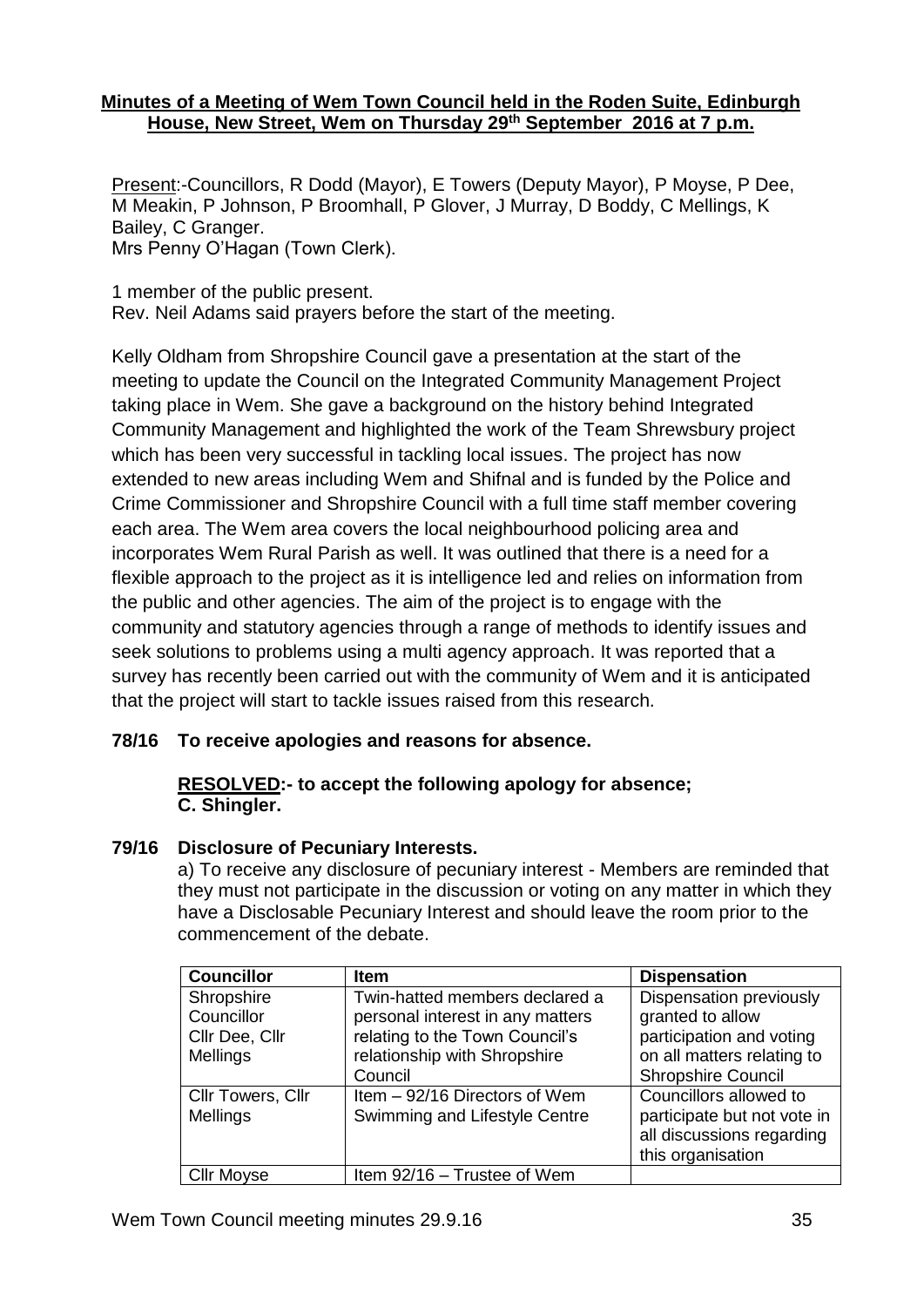**Minutes of a Meeting of Wem Town Council held in the Roden Suite, Edinburgh House, New Street, Wem on Thursday 29th September 2016 at 7 p.m.**

Present:-Councillors, R Dodd (Mayor), E Towers (Deputy Mayor), P Moyse, P Dee, M Meakin, P Johnson, P Broomhall, P Glover, J Murray, D Boddy, C Mellings, K Bailey, C Granger.
Mrs Penny O'Hagan (Town Clerk).

1 member of the public present.
Rev. Neil Adams said prayers before the start of the meeting.

Kelly Oldham from Shropshire Council gave a presentation at the start of the meeting to update the Council on the Integrated Community Management Project taking place in Wem. She gave a background on the history behind Integrated Community Management and highlighted the work of the Team Shrewsbury project which has been very successful in tackling local issues. The project has now extended to new areas including Wem and Shifnal and is funded by the Police and Crime Commissioner and Shropshire Council with a full time staff member covering each area. The Wem area covers the local neighbourhood policing area and incorporates Wem Rural Parish as well. It was outlined that there is a need for a flexible approach to the project as it is intelligence led and relies on information from the public and other agencies. The aim of the project is to engage with the community and statutory agencies through a range of methods to identify issues and seek solutions to problems using a multi agency approach. It was reported that a survey has recently been carried out with the community of Wem and it is anticipated that the project will start to tackle issues raised from this research.

**78/16 To receive apologies and reasons for absence.**

**RESOLVED:- to accept the following apology for absence; C. Shingler.**

**79/16 Disclosure of Pecuniary Interests.**

a) To receive any disclosure of pecuniary interest - Members are reminded that they must not participate in the discussion or voting on any matter in which they have a Disclosable Pecuniary Interest and should leave the room prior to the commencement of the debate.

| Councillor | Item | Dispensation |
|---|---|---|
| Shropshire Councillor Cllr Dee, Cllr Mellings | Twin-hatted members declared a personal interest in any matters relating to the Town Council's relationship with Shropshire Council | Dispensation previously granted to allow participation and voting on all matters relating to Shropshire Council |
| Cllr Towers, Cllr Mellings | Item – 92/16 Directors of Wem Swimming and Lifestyle Centre | Councillors allowed to participate but not vote in all discussions regarding this organisation |
| Cllr Moyse | Item 92/16 – Trustee of Wem | |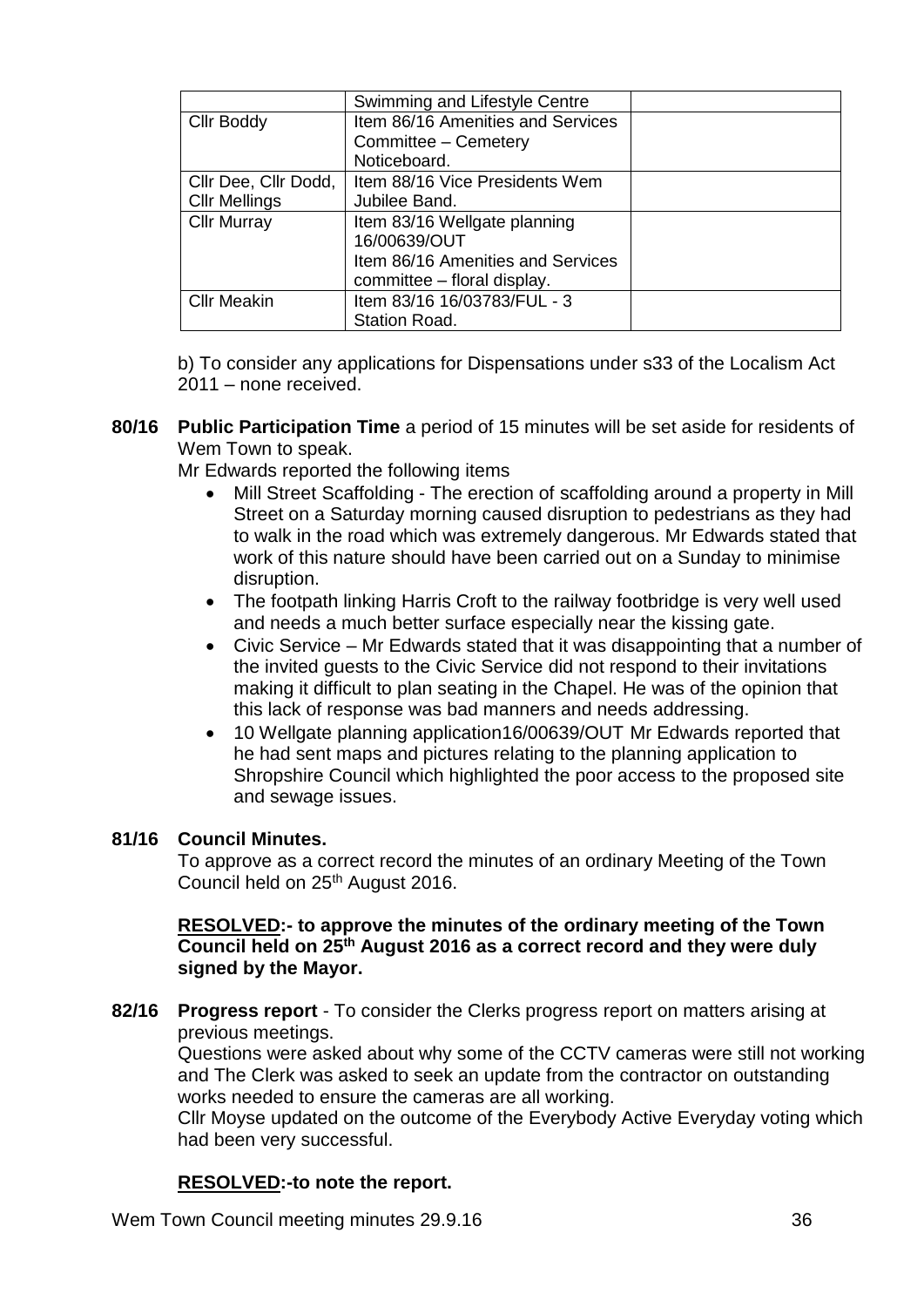| | | |
|---|---|---|
| | Swimming and Lifestyle Centre | |
| Cllr Boddy | Item 86/16 Amenities and Services Committee – Cemetery Noticeboard. | |
| Cllr Dee, Cllr Dodd, Cllr Mellings | Item 88/16 Vice Presidents Wem Jubilee Band. | |
| Cllr Murray | Item 83/16 Wellgate planning 16/00639/OUT<br>Item 86/16 Amenities and Services committee – floral display. | |
| Cllr Meakin | Item 83/16 16/03783/FUL - 3 Station Road. | |

b) To consider any applications for Dispensations under s33 of the Localism Act 2011 – none received.

**80/16 Public Participation Time** a period of 15 minutes will be set aside for residents of Wem Town to speak.

Mr Edwards reported the following items

- Mill Street Scaffolding - The erection of scaffolding around a property in Mill Street on a Saturday morning caused disruption to pedestrians as they had to walk in the road which was extremely dangerous. Mr Edwards stated that work of this nature should have been carried out on a Sunday to minimise disruption.
- The footpath linking Harris Croft to the railway footbridge is very well used and needs a much better surface especially near the kissing gate.
- Civic Service – Mr Edwards stated that it was disappointing that a number of the invited guests to the Civic Service did not respond to their invitations making it difficult to plan seating in the Chapel. He was of the opinion that this lack of response was bad manners and needs addressing.
- 10 Wellgate planning application16/00639/OUT Mr Edwards reported that he had sent maps and pictures relating to the planning application to Shropshire Council which highlighted the poor access to the proposed site and sewage issues.

**81/16 Council Minutes.**

To approve as a correct record the minutes of an ordinary Meeting of the Town Council held on 25th August 2016.

**RESOLVED:- to approve the minutes of the ordinary meeting of the Town Council held on 25th August 2016 as a correct record and they were duly signed by the Mayor.**

**82/16 Progress report** - To consider the Clerks progress report on matters arising at previous meetings.

Questions were asked about why some of the CCTV cameras were still not working and The Clerk was asked to seek an update from the contractor on outstanding works needed to ensure the cameras are all working.

Cllr Moyse updated on the outcome of the Everybody Active Everyday voting which had been very successful.

**RESOLVED:-to note the report.**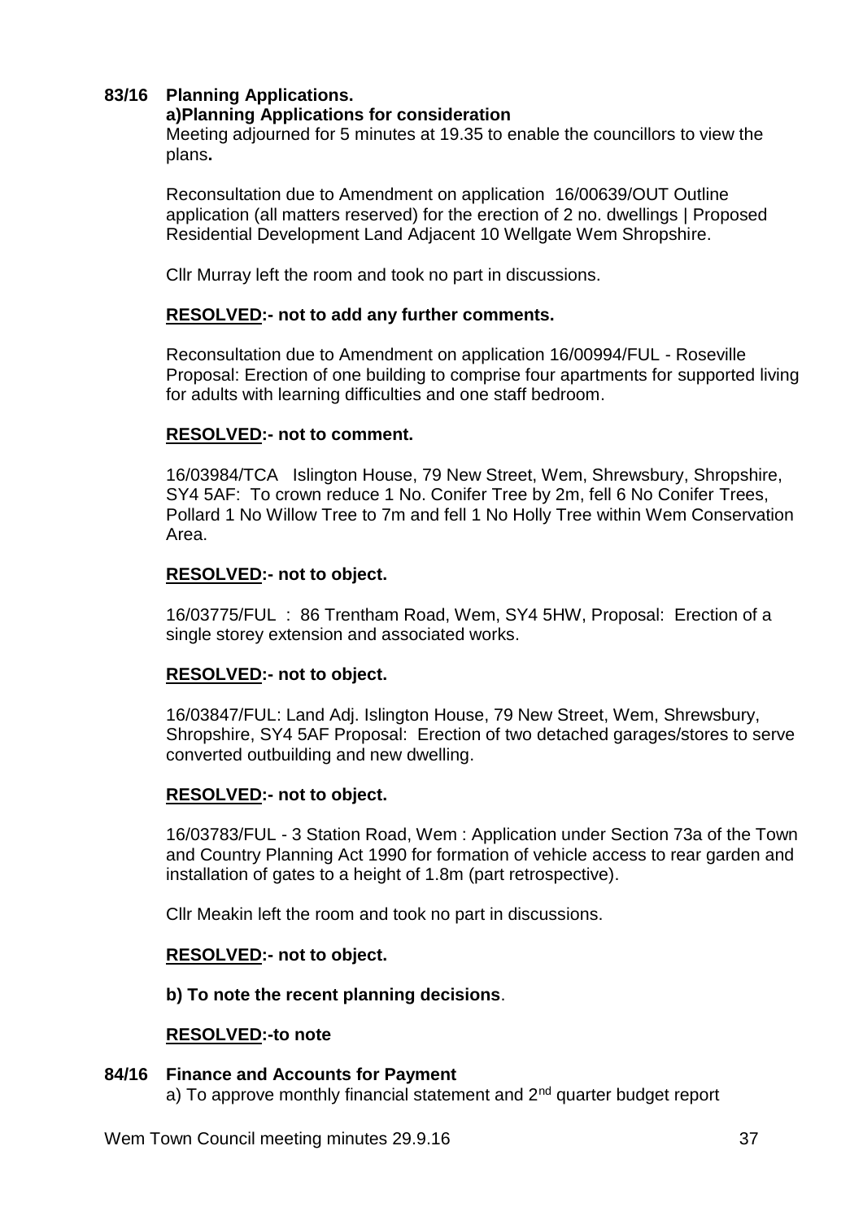**83/16 Planning Applications.**

**a)Planning Applications for consideration**

Meeting adjourned for 5 minutes at 19.35 to enable the councillors to view the plans**.**

Reconsultation due to Amendment on application 16/00639/OUT Outline application (all matters reserved) for the erection of 2 no. dwellings | Proposed Residential Development Land Adjacent 10 Wellgate Wem Shropshire.

Cllr Murray left the room and took no part in discussions.

**RESOLVED:- not to add any further comments.**

Reconsultation due to Amendment on application 16/00994/FUL - Roseville Proposal: Erection of one building to comprise four apartments for supported living for adults with learning difficulties and one staff bedroom.

**RESOLVED:- not to comment.**

16/03984/TCA Islington House, 79 New Street, Wem, Shrewsbury, Shropshire, SY4 5AF: To crown reduce 1 No. Conifer Tree by 2m, fell 6 No Conifer Trees, Pollard 1 No Willow Tree to 7m and fell 1 No Holly Tree within Wem Conservation Area.

**RESOLVED:- not to object.**

16/03775/FUL : 86 Trentham Road, Wem, SY4 5HW, Proposal: Erection of a single storey extension and associated works.

**RESOLVED:- not to object.**

16/03847/FUL: Land Adj. Islington House, 79 New Street, Wem, Shrewsbury, Shropshire, SY4 5AF Proposal: Erection of two detached garages/stores to serve converted outbuilding and new dwelling.

**RESOLVED:- not to object.**

16/03783/FUL - 3 Station Road, Wem : Application under Section 73a of the Town and Country Planning Act 1990 for formation of vehicle access to rear garden and installation of gates to a height of 1.8m (part retrospective).

Cllr Meakin left the room and took no part in discussions.

**RESOLVED:- not to object.**

**b) To note the recent planning decisions**.

**RESOLVED:-to note**

**84/16 Finance and Accounts for Payment**

a) To approve monthly financial statement and 2nd quarter budget report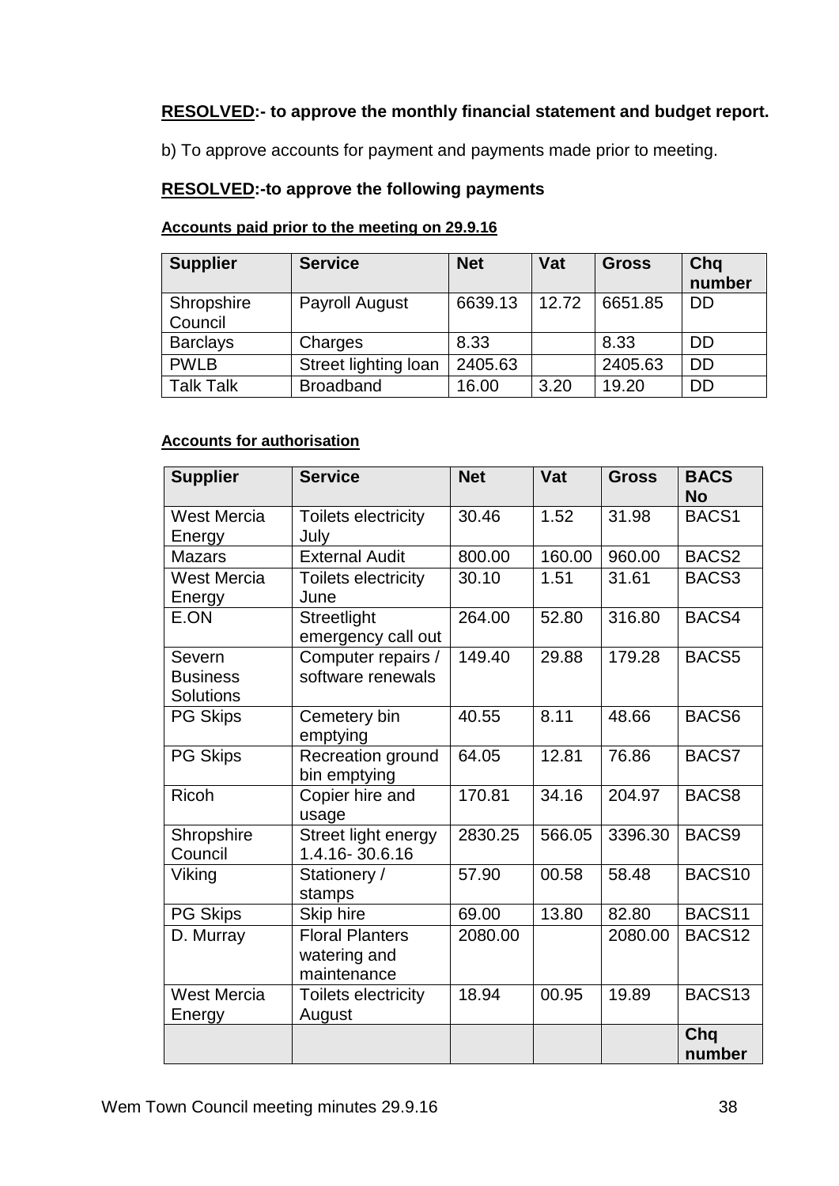**RESOLVED:- to approve the monthly financial statement and budget report.**

b) To approve accounts for payment and payments made prior to meeting.

**RESOLVED:-to approve the following payments**

**Accounts paid prior to the meeting on 29.9.16**

| Supplier | Service | Net | Vat | Gross | Chq number |
|---|---|---|---|---|---|
| Shropshire Council | Payroll August | 6639.13 | 12.72 | 6651.85 | DD |
| Barclays | Charges | 8.33 | | 8.33 | DD |
| PWLB | Street lighting loan | 2405.63 | | 2405.63 | DD |
| Talk Talk | Broadband | 16.00 | 3.20 | 19.20 | DD |

**Accounts for authorisation**

| Supplier | Service | Net | Vat | Gross | BACS No |
|---|---|---|---|---|---|
| West Mercia Energy | Toilets electricity July | 30.46 | 1.52 | 31.98 | BACS1 |
| Mazars | External Audit | 800.00 | 160.00 | 960.00 | BACS2 |
| West Mercia Energy | Toilets electricity June | 30.10 | 1.51 | 31.61 | BACS3 |
| E.ON | Streetlight emergency call out | 264.00 | 52.80 | 316.80 | BACS4 |
| Severn Business Solutions | Computer repairs / software renewals | 149.40 | 29.88 | 179.28 | BACS5 |
| PG Skips | Cemetery bin emptying | 40.55 | 8.11 | 48.66 | BACS6 |
| PG Skips | Recreation ground bin emptying | 64.05 | 12.81 | 76.86 | BACS7 |
| Ricoh | Copier hire and usage | 170.81 | 34.16 | 204.97 | BACS8 |
| Shropshire Council | Street light energy 1.4.16- 30.6.16 | 2830.25 | 566.05 | 3396.30 | BACS9 |
| Viking | Stationery / stamps | 57.90 | 00.58 | 58.48 | BACS10 |
| PG Skips | Skip hire | 69.00 | 13.80 | 82.80 | BACS11 |
| D. Murray | Floral Planters watering and maintenance | 2080.00 | | 2080.00 | BACS12 |
| West Mercia Energy | Toilets electricity August | 18.94 | 00.95 | 19.89 | BACS13 |
| | | | | | **Chq number** |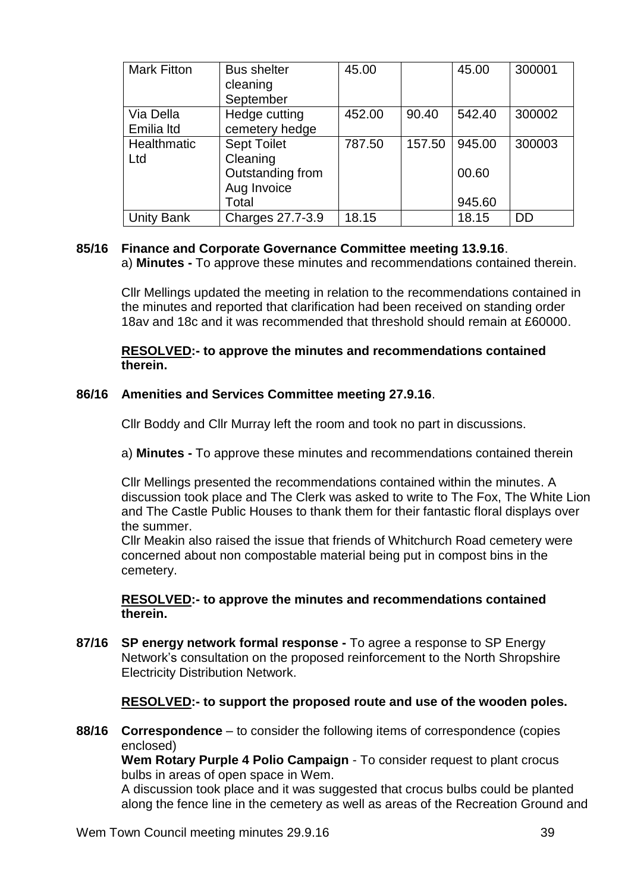| | | | | | |
|---|---|---|---|---|---|
| Mark Fitton | Bus shelter cleaning September | 45.00 | | 45.00 | 300001 |
| Via Della Emilia ltd | Hedge cutting cemetery hedge | 452.00 | 90.40 | 542.40 | 300002 |
| Healthmatic Ltd | Sept Toilet Cleaning<br>Outstanding from Aug Invoice<br>Total | 787.50 | 157.50 | 945.00<br>00.60<br>945.60 | 300003 |
| Unity Bank | Charges 27.7-3.9 | 18.15 | | 18.15 | DD |

**85/16 Finance and Corporate Governance Committee meeting 13.9.16**.

a) **Minutes -** To approve these minutes and recommendations contained therein.

Cllr Mellings updated the meeting in relation to the recommendations contained in the minutes and reported that clarification had been received on standing order 18av and 18c and it was recommended that threshold should remain at £60000.

**RESOLVED:- to approve the minutes and recommendations contained therein.**

**86/16 Amenities and Services Committee meeting 27.9.16**.

Cllr Boddy and Cllr Murray left the room and took no part in discussions.

a) **Minutes -** To approve these minutes and recommendations contained therein

Cllr Mellings presented the recommendations contained within the minutes. A discussion took place and The Clerk was asked to write to The Fox, The White Lion and The Castle Public Houses to thank them for their fantastic floral displays over the summer.

Cllr Meakin also raised the issue that friends of Whitchurch Road cemetery were concerned about non compostable material being put in compost bins in the cemetery.

**RESOLVED:- to approve the minutes and recommendations contained therein.**

**87/16 SP energy network formal response -** To agree a response to SP Energy Network's consultation on the proposed reinforcement to the North Shropshire Electricity Distribution Network.

**RESOLVED:- to support the proposed route and use of the wooden poles.**

**88/16 Correspondence** – to consider the following items of correspondence (copies enclosed)

**Wem Rotary Purple 4 Polio Campaign** - To consider request to plant crocus bulbs in areas of open space in Wem.

A discussion took place and it was suggested that crocus bulbs could be planted along the fence line in the cemetery as well as areas of the Recreation Ground and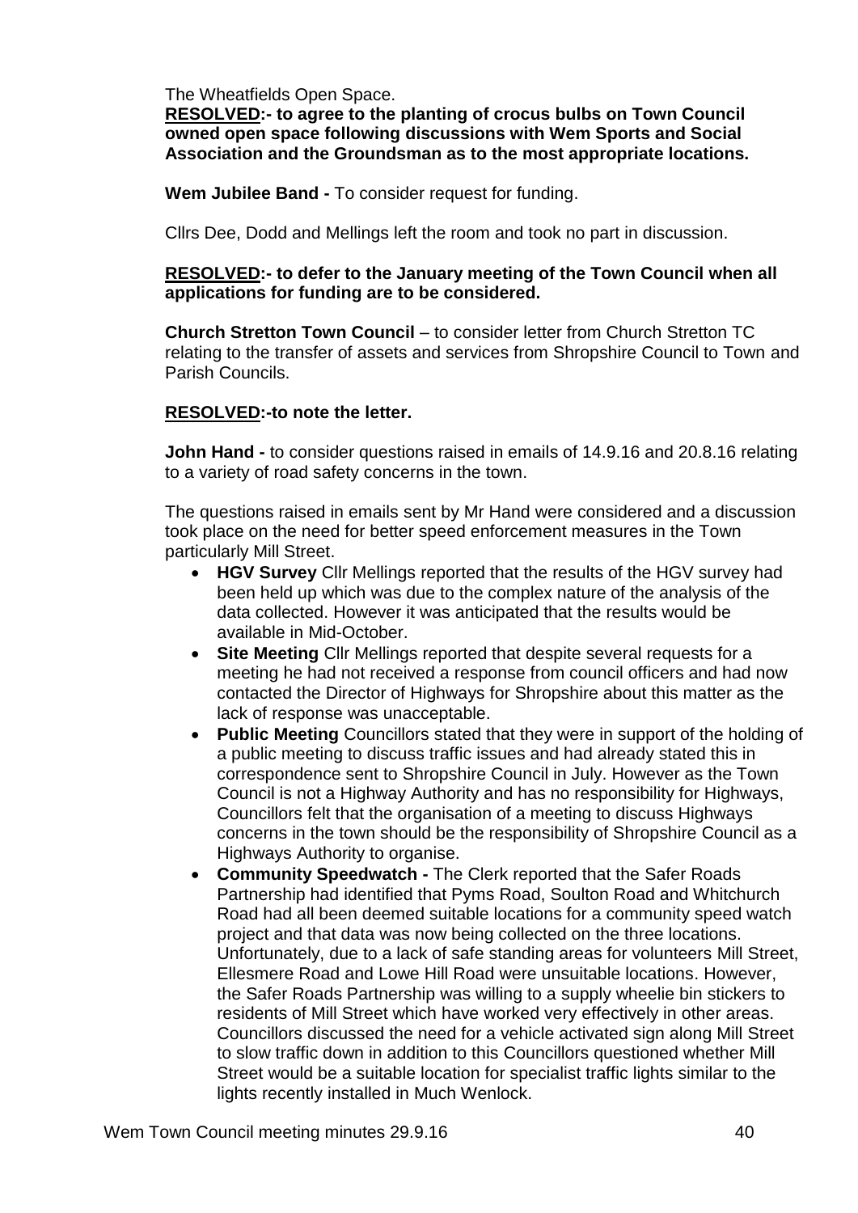The Wheatfields Open Space.

**RESOLVED:- to agree to the planting of crocus bulbs on Town Council owned open space following discussions with Wem Sports and Social Association and the Groundsman as to the most appropriate locations.**

**Wem Jubilee Band -** To consider request for funding.

Cllrs Dee, Dodd and Mellings left the room and took no part in discussion.

**RESOLVED:- to defer to the January meeting of the Town Council when all applications for funding are to be considered.**

**Church Stretton Town Council** – to consider letter from Church Stretton TC relating to the transfer of assets and services from Shropshire Council to Town and Parish Councils.

**RESOLVED:-to note the letter.**

**John Hand -** to consider questions raised in emails of 14.9.16 and 20.8.16 relating to a variety of road safety concerns in the town.

The questions raised in emails sent by Mr Hand were considered and a discussion took place on the need for better speed enforcement measures in the Town particularly Mill Street.

- **HGV Survey** Cllr Mellings reported that the results of the HGV survey had been held up which was due to the complex nature of the analysis of the data collected. However it was anticipated that the results would be available in Mid-October.
- **Site Meeting** Cllr Mellings reported that despite several requests for a meeting he had not received a response from council officers and had now contacted the Director of Highways for Shropshire about this matter as the lack of response was unacceptable.
- **Public Meeting** Councillors stated that they were in support of the holding of a public meeting to discuss traffic issues and had already stated this in correspondence sent to Shropshire Council in July. However as the Town Council is not a Highway Authority and has no responsibility for Highways, Councillors felt that the organisation of a meeting to discuss Highways concerns in the town should be the responsibility of Shropshire Council as a Highways Authority to organise.
- **Community Speedwatch -** The Clerk reported that the Safer Roads Partnership had identified that Pyms Road, Soulton Road and Whitchurch Road had all been deemed suitable locations for a community speed watch project and that data was now being collected on the three locations. Unfortunately, due to a lack of safe standing areas for volunteers Mill Street, Ellesmere Road and Lowe Hill Road were unsuitable locations. However, the Safer Roads Partnership was willing to a supply wheelie bin stickers to residents of Mill Street which have worked very effectively in other areas. Councillors discussed the need for a vehicle activated sign along Mill Street to slow traffic down in addition to this Councillors questioned whether Mill Street would be a suitable location for specialist traffic lights similar to the lights recently installed in Much Wenlock.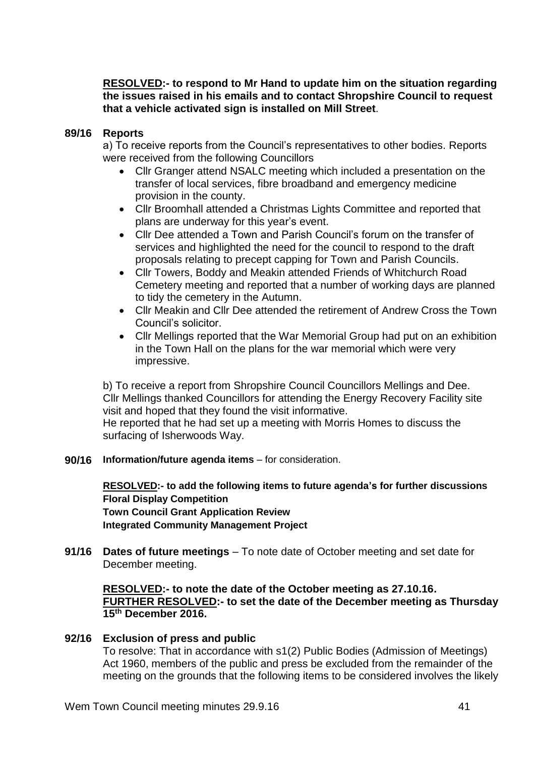**RESOLVED:- to respond to Mr Hand to update him on the situation regarding the issues raised in his emails and to contact Shropshire Council to request that a vehicle activated sign is installed on Mill Street**.

**89/16 Reports**

a) To receive reports from the Council's representatives to other bodies. Reports were received from the following Councillors

- Cllr Granger attend NSALC meeting which included a presentation on the transfer of local services, fibre broadband and emergency medicine provision in the county.
- Cllr Broomhall attended a Christmas Lights Committee and reported that plans are underway for this year's event.
- Cllr Dee attended a Town and Parish Council's forum on the transfer of services and highlighted the need for the council to respond to the draft proposals relating to precept capping for Town and Parish Councils.
- Cllr Towers, Boddy and Meakin attended Friends of Whitchurch Road Cemetery meeting and reported that a number of working days are planned to tidy the cemetery in the Autumn.
- Cllr Meakin and Cllr Dee attended the retirement of Andrew Cross the Town Council's solicitor.
- Cllr Mellings reported that the War Memorial Group had put on an exhibition in the Town Hall on the plans for the war memorial which were very impressive.

b) To receive a report from Shropshire Council Councillors Mellings and Dee. Cllr Mellings thanked Councillors for attending the Energy Recovery Facility site visit and hoped that they found the visit informative.
He reported that he had set up a meeting with Morris Homes to discuss the surfacing of Isherwoods Way.

**90/16 Information/future agenda items** – for consideration.

**RESOLVED:- to add the following items to future agenda's for further discussions**
**Floral Display Competition**
**Town Council Grant Application Review**
**Integrated Community Management Project**

**91/16 Dates of future meetings** – To note date of October meeting and set date for December meeting.

**RESOLVED:- to note the date of the October meeting as 27.10.16.**
**FURTHER RESOLVED:- to set the date of the December meeting as Thursday 15th December 2016.**

**92/16 Exclusion of press and public**

To resolve: That in accordance with s1(2) Public Bodies (Admission of Meetings) Act 1960, members of the public and press be excluded from the remainder of the meeting on the grounds that the following items to be considered involves the likely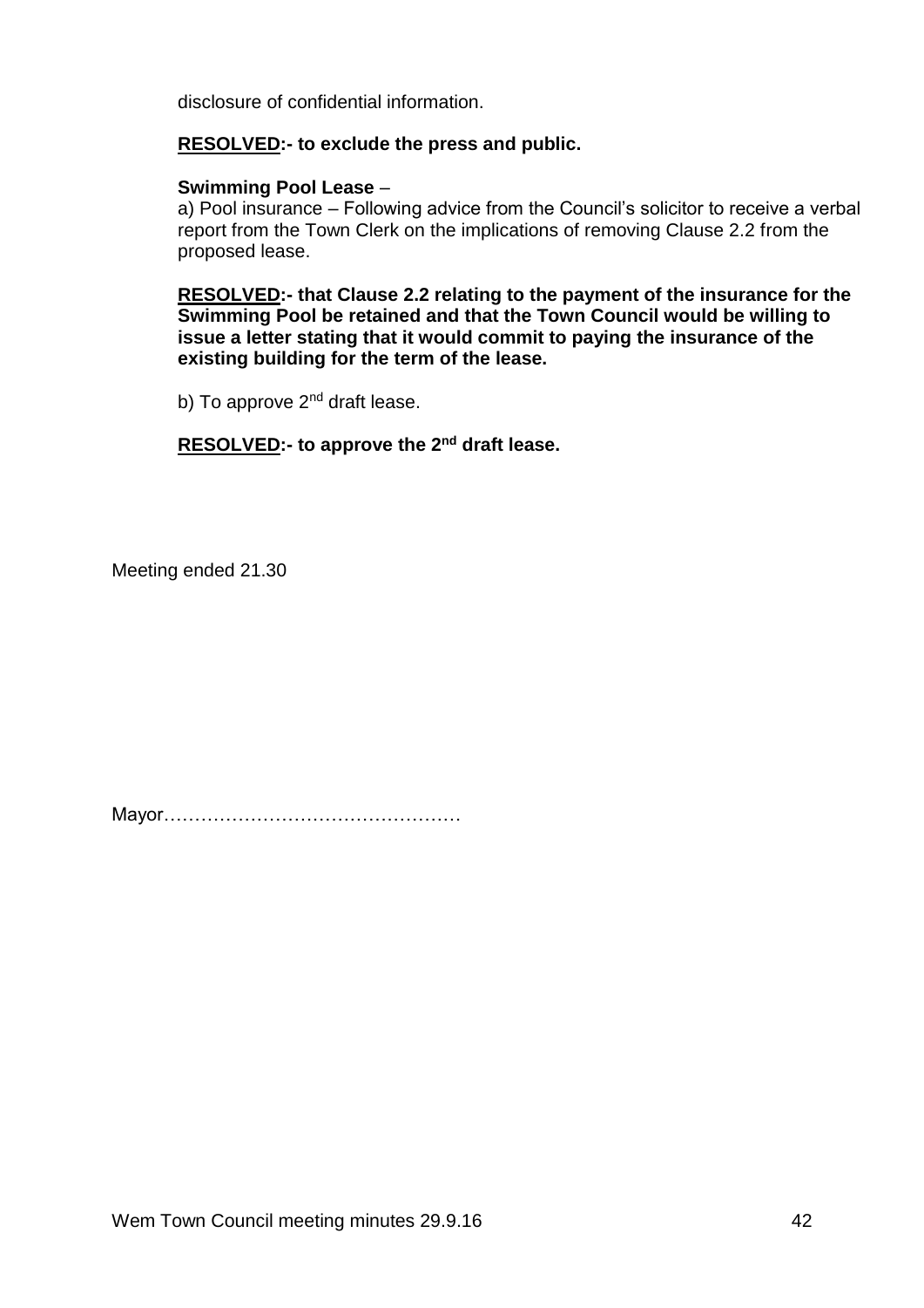disclosure of confidential information.

**RESOLVED:- to exclude the press and public.**

**Swimming Pool Lease** –

a) Pool insurance – Following advice from the Council's solicitor to receive a verbal report from the Town Clerk on the implications of removing Clause 2.2 from the proposed lease.

**RESOLVED:- that Clause 2.2 relating to the payment of the insurance for the Swimming Pool be retained and that the Town Council would be willing to issue a letter stating that it would commit to paying the insurance of the existing building for the term of the lease.**

b) To approve 2nd draft lease.

**RESOLVED:- to approve the 2nd draft lease.**

Meeting ended 21.30

Mayor…………………………………………